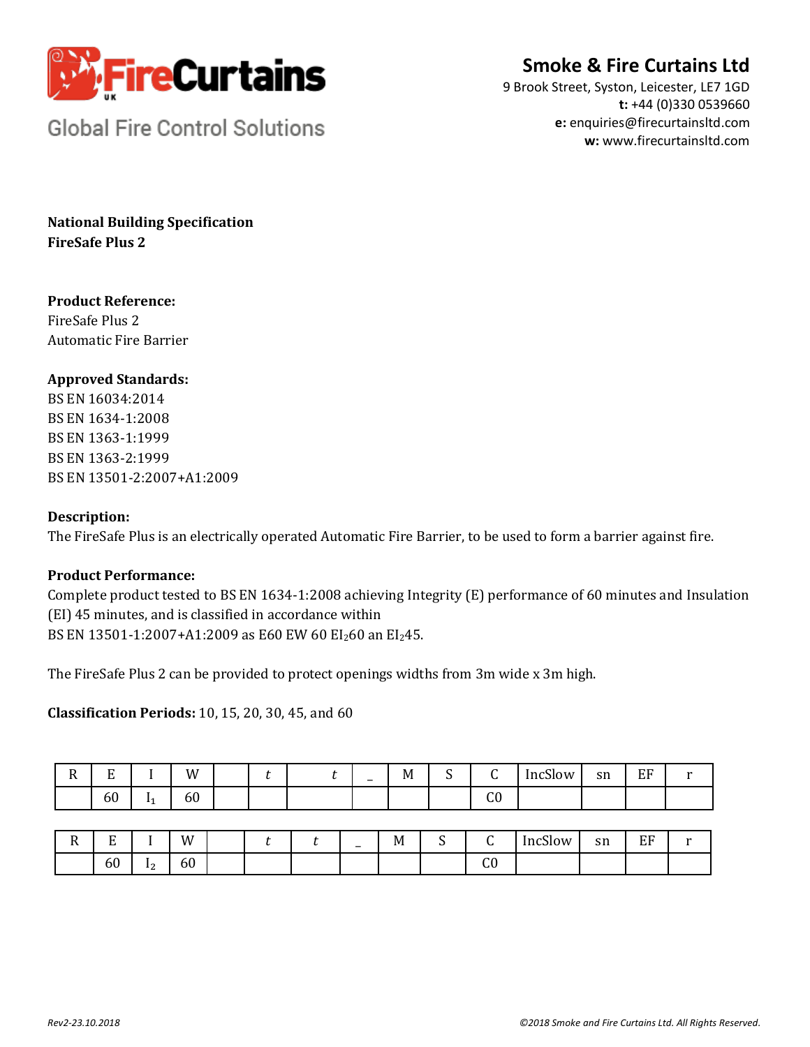**FireCurtains** UK

Global Fire Control Solutions

**Smoke & Fire Curtains Ltd**
9 Brook Street, Syston, Leicester, LE7 1GD
**t:** +44 (0)330 0539660
**e:** enquiries@firecurtainsltd.com
**w:** www.firecurtainsltd.com

**National Building Specification**
**FireSafe Plus 2**

**Product Reference:**
FireSafe Plus 2
Automatic Fire Barrier

**Approved Standards:**
BS EN 16034:2014
BS EN 1634-1:2008
BS EN 1363-1:1999
BS EN 1363-2:1999
BS EN 13501-2:2007+A1:2009

**Description:**
The FireSafe Plus is an electrically operated Automatic Fire Barrier, to be used to form a barrier against fire.

**Product Performance:**
Complete product tested to BS EN 1634-1:2008 achieving Integrity (E) performance of 60 minutes and Insulation (EI) 45 minutes, and is classified in accordance within
BS EN 13501-1:2007+A1:2009 as E60 EW 60 $EI_2$60 an $EI_2$45.

The FireSafe Plus 2 can be provided to protect openings widths from 3m wide x 3m high.

**Classification Periods:** 10, 15, 20, 30, 45, and 60

| R | E | I | W | | *t* | *t* | _ | M | S | C | IncSlow | sn | EF | r |
|---|---|---|---|---|---|---|---|---|---|---|---|---|---|---|
| | 60 | $I_1$ | 60 | | | | | | | C0 | | | | |

| R | E | I | W | | *t* | *t* | _ | M | S | C | IncSlow | sn | EF | r |
|---|---|---|---|---|---|---|---|---|---|---|---|---|---|---|
| | 60 | $I_2$ | 60 | | | | | | | C0 | | | | |

*Rev2-23.10.2018*

*©2018 Smoke and Fire Curtains Ltd. All Rights Reserved.*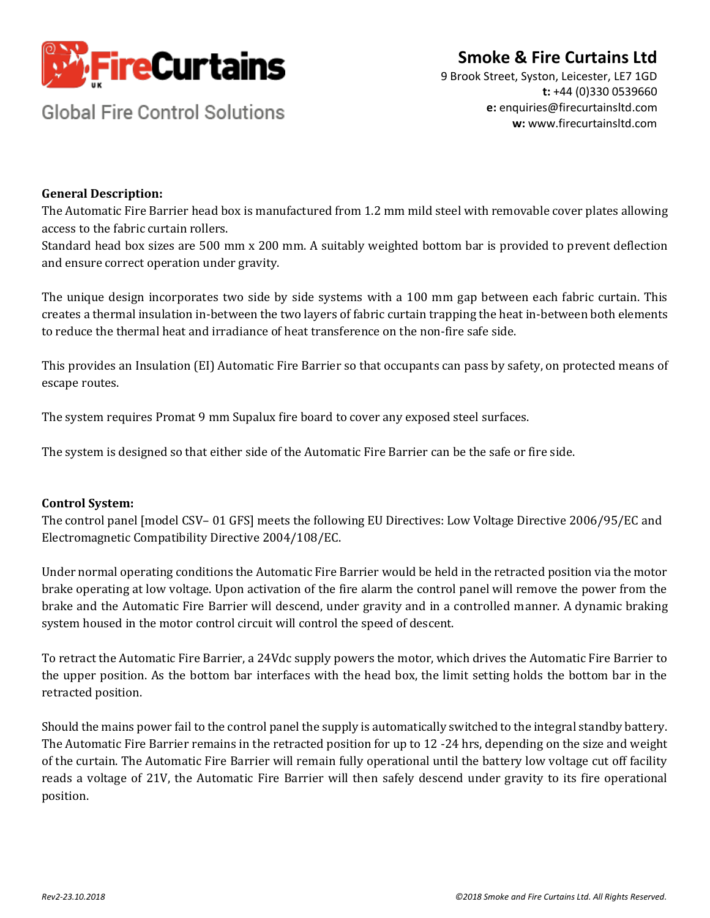**Smoke & Fire Curtains Ltd**
9 Brook Street, Syston, Leicester, LE7 1GD
**t:** +44 (0)330 0539660
**e:** enquiries@firecurtainsltd.com
**w:** www.firecurtainsltd.com

Global Fire Control Solutions

**General Description:**

The Automatic Fire Barrier head box is manufactured from 1.2 mm mild steel with removable cover plates allowing access to the fabric curtain rollers.
Standard head box sizes are 500 mm x 200 mm. A suitably weighted bottom bar is provided to prevent deflection and ensure correct operation under gravity.

The unique design incorporates two side by side systems with a 100 mm gap between each fabric curtain. This creates a thermal insulation in-between the two layers of fabric curtain trapping the heat in-between both elements to reduce the thermal heat and irradiance of heat transference on the non-fire safe side.

This provides an Insulation (EI) Automatic Fire Barrier so that occupants can pass by safety, on protected means of escape routes.

The system requires Promat 9 mm Supalux fire board to cover any exposed steel surfaces.

The system is designed so that either side of the Automatic Fire Barrier can be the safe or fire side.

**Control System:**

The control panel [model CSV– 01 GFS] meets the following EU Directives: Low Voltage Directive 2006/95/EC and Electromagnetic Compatibility Directive 2004/108/EC.

Under normal operating conditions the Automatic Fire Barrier would be held in the retracted position via the motor brake operating at low voltage. Upon activation of the fire alarm the control panel will remove the power from the brake and the Automatic Fire Barrier will descend, under gravity and in a controlled manner. A dynamic braking system housed in the motor control circuit will control the speed of descent.

To retract the Automatic Fire Barrier, a 24Vdc supply powers the motor, which drives the Automatic Fire Barrier to the upper position. As the bottom bar interfaces with the head box, the limit setting holds the bottom bar in the retracted position.

Should the mains power fail to the control panel the supply is automatically switched to the integral standby battery. The Automatic Fire Barrier remains in the retracted position for up to 12 -24 hrs, depending on the size and weight of the curtain. The Automatic Fire Barrier will remain fully operational until the battery low voltage cut off facility reads a voltage of 21V, the Automatic Fire Barrier will then safely descend under gravity to its fire operational position.

*Rev2-23.10.2018*

*©2018 Smoke and Fire Curtains Ltd. All Rights Reserved.*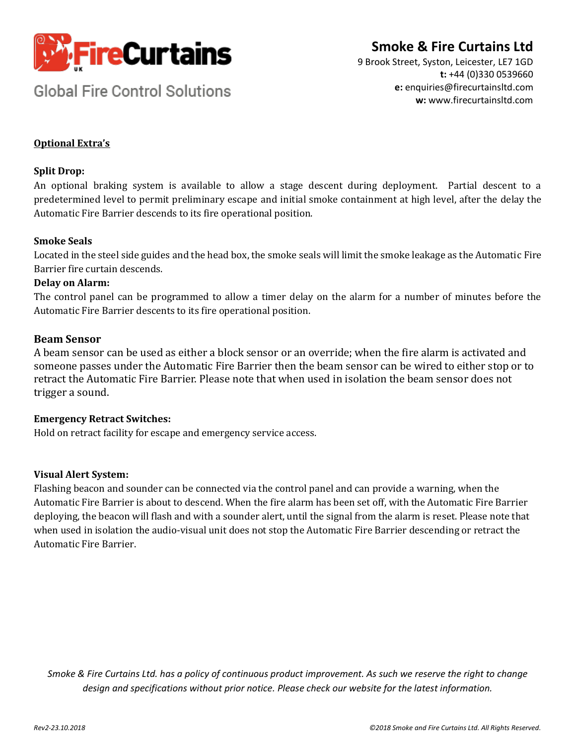**Optional Extra's**

**Split Drop:**

An optional braking system is available to allow a stage descent during deployment. Partial descent to a predetermined level to permit preliminary escape and initial smoke containment at high level, after the delay the Automatic Fire Barrier descends to its fire operational position.

**Smoke Seals**

Located in the steel side guides and the head box, the smoke seals will limit the smoke leakage as the Automatic Fire Barrier fire curtain descends.

**Delay on Alarm:**

The control panel can be programmed to allow a timer delay on the alarm for a number of minutes before the Automatic Fire Barrier descents to its fire operational position.

**Beam Sensor**

A beam sensor can be used as either a block sensor or an override; when the fire alarm is activated and someone passes under the Automatic Fire Barrier then the beam sensor can be wired to either stop or to retract the Automatic Fire Barrier. Please note that when used in isolation the beam sensor does not trigger a sound.

**Emergency Retract Switches:**

Hold on retract facility for escape and emergency service access.

**Visual Alert System:**

Flashing beacon and sounder can be connected via the control panel and can provide a warning, when the Automatic Fire Barrier is about to descend. When the fire alarm has been set off, with the Automatic Fire Barrier deploying, the beacon will flash and with a sounder alert, until the signal from the alarm is reset. Please note that when used in isolation the audio-visual unit does not stop the Automatic Fire Barrier descending or retract the Automatic Fire Barrier.